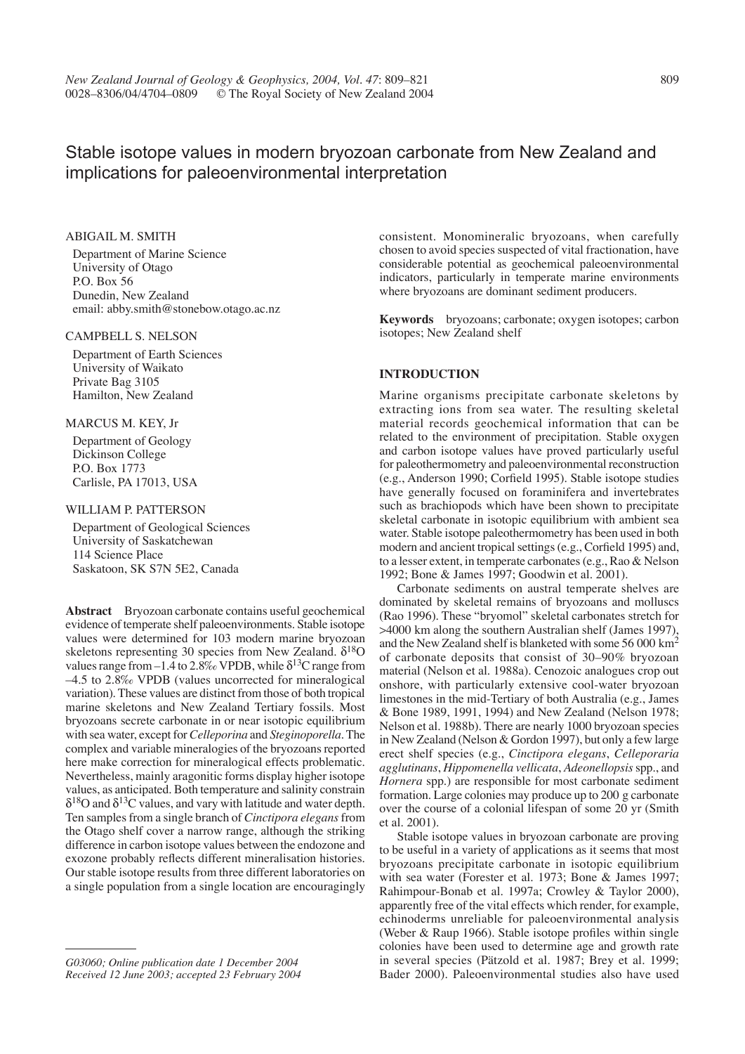# Stable isotope values in modern bryozoan carbonate from New Zealand and implications for paleoenvironmental interpretation

ABIGAIL M. SMITH
Department of Marine Science
University of Otago
P.O. Box 56
Dunedin, New Zealand
email: abby.smith@stonebow.otago.ac.nz

CAMPBELL S. NELSON
Department of Earth Sciences
University of Waikato
Private Bag 3105
Hamilton, New Zealand

MARCUS M. KEY, Jr
Department of Geology
Dickinson College
P.O. Box 1773
Carlisle, PA 17013, USA

WILLIAM P. PATTERSON
Department of Geological Sciences
University of Saskatchewan
114 Science Place
Saskatoon, SK S7N 5E2, Canada

**Abstract** Bryozoan carbonate contains useful geochemical evidence of temperate shelf paleoenvironments. Stable isotope values were determined for 103 modern marine bryozoan skeletons representing 30 species from New Zealand. $\delta^{18}O$ values range from –1.4 to 2.8‰ VPDB, while $\delta^{13}C$ range from –4.5 to 2.8‰ VPDB (values uncorrected for mineralogical variation). These values are distinct from those of both tropical marine skeletons and New Zealand Tertiary fossils. Most bryozoans secrete carbonate in or near isotopic equilibrium with sea water, except for *Celleporina* and *Steginoporella*. The complex and variable mineralogies of the bryozoans reported here make correction for mineralogical effects problematic. Nevertheless, mainly aragonitic forms display higher isotope values, as anticipated. Both temperature and salinity constrain $\delta^{18}O$ and $\delta^{13}C$ values, and vary with latitude and water depth. Ten samples from a single branch of *Cinctipora elegans* from the Otago shelf cover a narrow range, although the striking difference in carbon isotope values between the endozone and exozone probably reflects different mineralisation histories. Our stable isotope results from three different laboratories on a single population from a single location are encouragingly consistent. Monomineralic bryozoans, when carefully chosen to avoid species suspected of vital fractionation, have considerable potential as geochemical paleoenvironmental indicators, particularly in temperate marine environments where bryozoans are dominant sediment producers.

**Keywords** bryozoans; carbonate; oxygen isotopes; carbon isotopes; New Zealand shelf

*G03060; Online publication date 1 December 2004*
*Received 12 June 2003; accepted 23 February 2004*

## INTRODUCTION

Marine organisms precipitate carbonate skeletons by extracting ions from sea water. The resulting skeletal material records geochemical information that can be related to the environment of precipitation. Stable oxygen and carbon isotope values have proved particularly useful for paleothermometry and paleoenvironmental reconstruction (e.g., Anderson 1990; Corfield 1995). Stable isotope studies have generally focused on foraminifera and invertebrates such as brachiopods which have been shown to precipitate skeletal carbonate in isotopic equilibrium with ambient sea water. Stable isotope paleothermometry has been used in both modern and ancient tropical settings (e.g., Corfield 1995) and, to a lesser extent, in temperate carbonates (e.g., Rao & Nelson 1992; Bone & James 1997; Goodwin et al. 2001).

Carbonate sediments on austral temperate shelves are dominated by skeletal remains of bryozoans and molluscs (Rao 1996). These "bryomol" skeletal carbonates stretch for >4000 km along the southern Australian shelf (James 1997), and the New Zealand shelf is blanketed with some 56 000 km$^2$ of carbonate deposits that consist of 30–90% bryozoan material (Nelson et al. 1988a). Cenozoic analogues crop out onshore, with particularly extensive cool-water bryozoan limestones in the mid-Tertiary of both Australia (e.g., James & Bone 1989, 1991, 1994) and New Zealand (Nelson 1978; Nelson et al. 1988b). There are nearly 1000 bryozoan species in New Zealand (Nelson & Gordon 1997), but only a few large erect shelf species (e.g., *Cinctipora elegans*, *Celleporaria agglutinans*, *Hippomenella vellicata*, *Adeonellopsis* spp., and *Hornera* spp.) are responsible for most carbonate sediment formation. Large colonies may produce up to 200 g carbonate over the course of a colonial lifespan of some 20 yr (Smith et al. 2001).

Stable isotope values in bryozoan carbonate are proving to be useful in a variety of applications as it seems that most bryozoans precipitate carbonate in isotopic equilibrium with sea water (Forester et al. 1973; Bone & James 1997; Rahimpour-Bonab et al. 1997a; Crowley & Taylor 2000), apparently free of the vital effects which render, for example, echinoderms unreliable for paleoenvironmental analysis (Weber & Raup 1966). Stable isotope profiles within single colonies have been used to determine age and growth rate in several species (Pätzold et al. 1987; Brey et al. 1999; Bader 2000). Paleoenvironmental studies also have used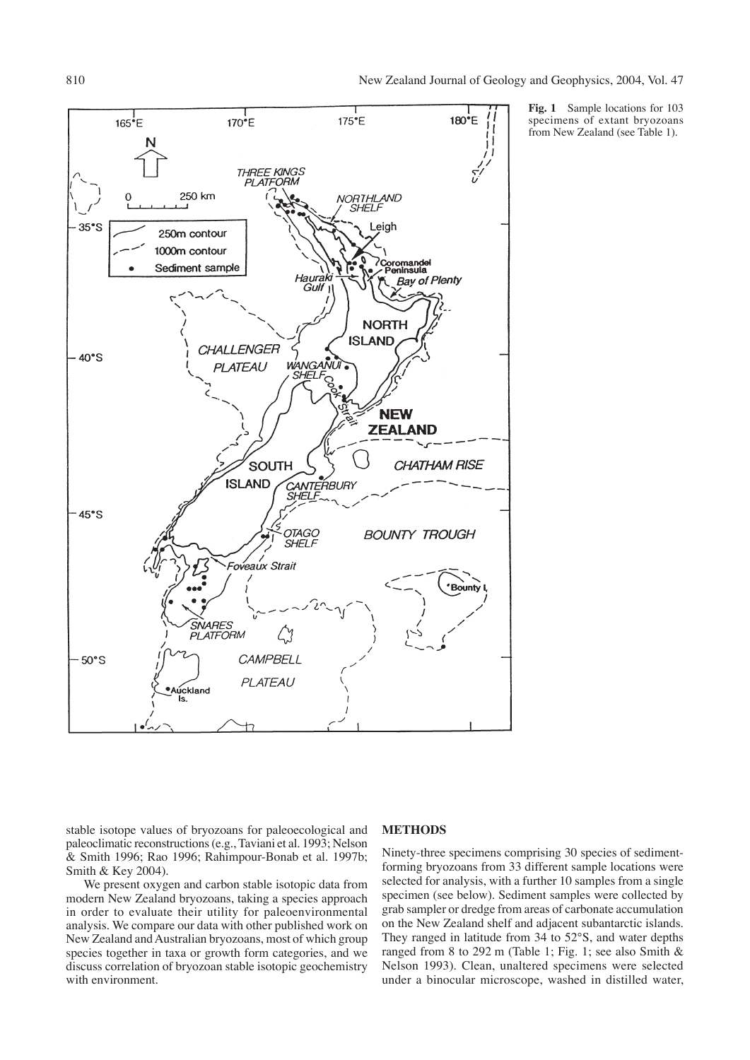**Fig. 1** Sample locations for 103 specimens of extant bryozoans from New Zealand (see Table 1).

stable isotope values of bryozoans for paleoecological and paleoclimatic reconstructions (e.g., Taviani et al. 1993; Nelson & Smith 1996; Rao 1996; Rahimpour-Bonab et al. 1997b; Smith & Key 2004).

We present oxygen and carbon stable isotopic data from modern New Zealand bryozoans, taking a species approach in order to evaluate their utility for paleoenvironmental analysis. We compare our data with other published work on New Zealand and Australian bryozoans, most of which group species together in taxa or growth form categories, and we discuss correlation of bryozoan stable isotopic geochemistry with environment.

## METHODS

Ninety-three specimens comprising 30 species of sediment-forming bryozoans from 33 different sample locations were selected for analysis, with a further 10 samples from a single specimen (see below). Sediment samples were collected by grab sampler or dredge from areas of carbonate accumulation on the New Zealand shelf and adjacent subantarctic islands. They ranged in latitude from 34 to 52°S, and water depths ranged from 8 to 292 m (Table 1; Fig. 1; see also Smith & Nelson 1993). Clean, unaltered specimens were selected under a binocular microscope, washed in distilled water,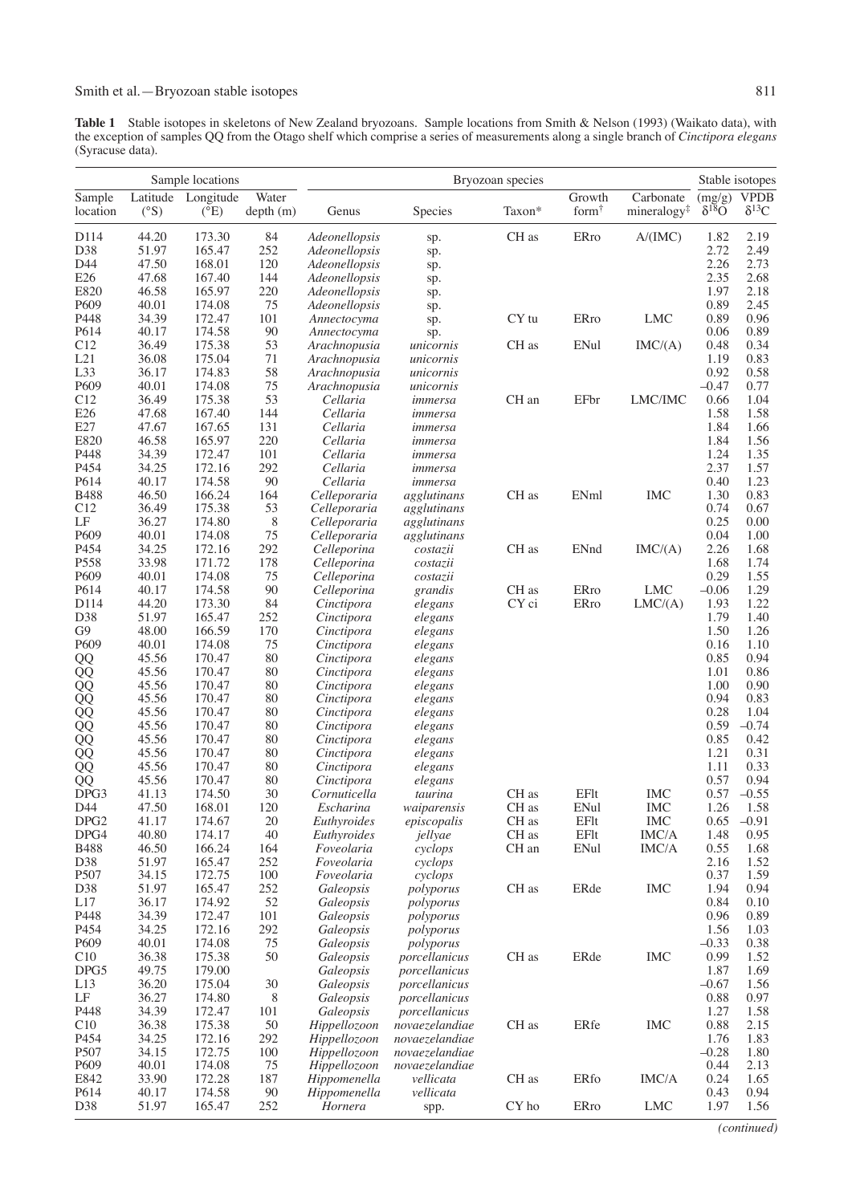**Table 1** Stable isotopes in skeletons of New Zealand bryozoans. Sample locations from Smith & Nelson (1993) (Waikato data), with the exception of samples QQ from the Otago shelf which comprise a series of measurements along a single branch of *Cinctipora elegans* (Syracuse data).

| Sample locations | | | | Bryozoan species | | | | | Stable isotopes | |
|---|---|---|---|---|---|---|---|---|---|---|
| Sample location | Latitude (°S) | Longitude (°E) | Water depth (m) | Genus | Species | Taxon* | Growth form† | Carbonate mineralogy‡ | (mg/g) $\delta^{18}O$ | VPDB $\delta^{13}C$ |
| D114 | 44.20 | 173.30 | 84 | *Adeonellopsis* | sp. | CH as | ERro | A/(IMC) | 1.82 | 2.19 |
| D38 | 51.97 | 165.47 | 252 | *Adeonellopsis* | sp. | | | | 2.72 | 2.49 |
| D44 | 47.50 | 168.01 | 120 | *Adeonellopsis* | sp. | | | | 2.26 | 2.73 |
| E26 | 47.68 | 167.40 | 144 | *Adeonellopsis* | sp. | | | | 2.35 | 2.68 |
| E820 | 46.58 | 165.97 | 220 | *Adeonellopsis* | sp. | | | | 1.97 | 2.18 |
| P609 | 40.01 | 174.08 | 75 | *Adeonellopsis* | sp. | | | | 0.89 | 2.45 |
| P448 | 34.39 | 172.47 | 101 | *Annectocyma* | sp. | CY tu | ERro | LMC | 0.89 | 0.96 |
| P614 | 40.17 | 174.58 | 90 | *Annectocyma* | sp. | | | | 0.06 | 0.89 |
| C12 | 36.49 | 175.38 | 53 | *Arachnopusia* | *unicornis* | CH as | ENul | IMC/(A) | 0.48 | 0.34 |
| L21 | 36.08 | 175.04 | 71 | *Arachnopusia* | *unicornis* | | | | 1.19 | 0.83 |
| L33 | 36.17 | 174.83 | 58 | *Arachnopusia* | *unicornis* | | | | 0.92 | 0.58 |
| P609 | 40.01 | 174.08 | 75 | *Arachnopusia* | *unicornis* | | | | –0.47 | 0.77 |
| C12 | 36.49 | 175.38 | 53 | *Cellaria* | *immersa* | CH an | EFbr | LMC/IMC | 0.66 | 1.04 |
| E26 | 47.68 | 167.40 | 144 | *Cellaria* | *immersa* | | | | 1.58 | 1.58 |
| E27 | 47.67 | 167.65 | 131 | *Cellaria* | *immersa* | | | | 1.84 | 1.66 |
| E820 | 46.58 | 165.97 | 220 | *Cellaria* | *immersa* | | | | 1.84 | 1.56 |
| P448 | 34.39 | 172.47 | 101 | *Cellaria* | *immersa* | | | | 1.24 | 1.35 |
| P454 | 34.25 | 172.16 | 292 | *Cellaria* | *immersa* | | | | 2.37 | 1.57 |
| P614 | 40.17 | 174.58 | 90 | *Cellaria* | *immersa* | | | | 0.40 | 1.23 |
| B488 | 46.50 | 166.24 | 164 | *Celleporaria* | *agglutinans* | CH as | ENml | IMC | 1.30 | 0.83 |
| C12 | 36.49 | 175.38 | 53 | *Celleporaria* | *agglutinans* | | | | 0.74 | 0.67 |
| LF | 36.27 | 174.80 | 8 | *Celleporaria* | *agglutinans* | | | | 0.25 | 0.00 |
| P609 | 40.01 | 174.08 | 75 | *Celleporaria* | *agglutinans* | | | | 0.04 | 1.00 |
| P454 | 34.25 | 172.16 | 292 | *Celleporina* | *costazii* | CH as | ENnd | IMC/(A) | 2.26 | 1.68 |
| P558 | 33.98 | 171.72 | 178 | *Celleporina* | *costazii* | | | | 1.68 | 1.74 |
| P609 | 40.01 | 174.08 | 75 | *Celleporina* | *costazii* | | | | 0.29 | 1.55 |
| P614 | 40.17 | 174.58 | 90 | *Celleporina* | *grandis* | CH as | ERro | LMC | –0.06 | 1.29 |
| D114 | 44.20 | 173.30 | 84 | *Cinctipora* | *elegans* | CY ci | ERro | LMC/(A) | 1.93 | 1.22 |
| D38 | 51.97 | 165.47 | 252 | *Cinctipora* | *elegans* | | | | 1.79 | 1.40 |
| G9 | 48.00 | 166.59 | 170 | *Cinctipora* | *elegans* | | | | 1.50 | 1.26 |
| P609 | 40.01 | 174.08 | 75 | *Cinctipora* | *elegans* | | | | 0.16 | 1.10 |
| QQ | 45.56 | 170.47 | 80 | *Cinctipora* | *elegans* | | | | 0.85 | 0.94 |
| QQ | 45.56 | 170.47 | 80 | *Cinctipora* | *elegans* | | | | 1.01 | 0.86 |
| QQ | 45.56 | 170.47 | 80 | *Cinctipora* | *elegans* | | | | 1.00 | 0.90 |
| QQ | 45.56 | 170.47 | 80 | *Cinctipora* | *elegans* | | | | 0.94 | 0.83 |
| QQ | 45.56 | 170.47 | 80 | *Cinctipora* | *elegans* | | | | 0.28 | 1.04 |
| QQ | 45.56 | 170.47 | 80 | *Cinctipora* | *elegans* | | | | 0.59 | –0.74 |
| QQ | 45.56 | 170.47 | 80 | *Cinctipora* | *elegans* | | | | 0.85 | 0.42 |
| QQ | 45.56 | 170.47 | 80 | *Cinctipora* | *elegans* | | | | 1.21 | 0.31 |
| QQ | 45.56 | 170.47 | 80 | *Cinctipora* | *elegans* | | | | 1.11 | 0.33 |
| QQ | 45.56 | 170.47 | 80 | *Cinctipora* | *elegans* | | | | 0.57 | 0.94 |
| DPG3 | 41.13 | 174.50 | 30 | *Cornuticella* | *taurina* | CH as | EFlt | IMC | 0.57 | –0.55 |
| D44 | 47.50 | 168.01 | 120 | *Escharina* | *waiparensis* | CH as | ENul | IMC | 1.26 | 1.58 |
| DPG2 | 41.17 | 174.67 | 20 | *Euthyroides* | *episcopalis* | CH as | EFlt | IMC | 0.65 | –0.91 |
| DPG4 | 40.80 | 174.17 | 40 | *Euthyroides* | *jellyae* | CH as | EFlt | IMC/A | 1.48 | 0.95 |
| B488 | 46.50 | 166.24 | 164 | *Foveolaria* | *cyclops* | CH an | ENul | IMC/A | 0.55 | 1.68 |
| D38 | 51.97 | 165.47 | 252 | *Foveolaria* | *cyclops* | | | | 2.16 | 1.52 |
| P507 | 34.15 | 172.75 | 100 | *Foveolaria* | *cyclops* | | | | 0.37 | 1.59 |
| D38 | 51.97 | 165.47 | 252 | *Galeopsis* | *polyporus* | CH as | ERde | IMC | 1.94 | 0.94 |
| L17 | 36.17 | 174.92 | 52 | *Galeopsis* | *polyporus* | | | | 0.84 | 0.10 |
| P448 | 34.39 | 172.47 | 101 | *Galeopsis* | *polyporus* | | | | 0.96 | 0.89 |
| P454 | 34.25 | 172.16 | 292 | *Galeopsis* | *polyporus* | | | | 1.56 | 1.03 |
| P609 | 40.01 | 174.08 | 75 | *Galeopsis* | *polyporus* | | | | –0.33 | 0.38 |
| C10 | 36.38 | 175.38 | 50 | *Galeopsis* | *porcellanicus* | CH as | ERde | IMC | 0.99 | 1.52 |
| DPG5 | 49.75 | 179.00 | | *Galeopsis* | *porcellanicus* | | | | 1.87 | 1.69 |
| L13 | 36.20 | 175.04 | 30 | *Galeopsis* | *porcellanicus* | | | | –0.67 | 1.56 |
| LF | 36.27 | 174.80 | 8 | *Galeopsis* | *porcellanicus* | | | | 0.88 | 0.97 |
| P448 | 34.39 | 172.47 | 101 | *Galeopsis* | *porcellanicus* | | | | 1.27 | 1.58 |
| C10 | 36.38 | 175.38 | 50 | *Hippellozoon* | *novaezelandiae* | CH as | ERfe | IMC | 0.88 | 2.15 |
| P454 | 34.25 | 172.16 | 292 | *Hippellozoon* | *novaezelandiae* | | | | 1.76 | 1.83 |
| P507 | 34.15 | 172.75 | 100 | *Hippellozoon* | *novaezelandiae* | | | | –0.28 | 1.80 |
| P609 | 40.01 | 174.08 | 75 | *Hippellozoon* | *novaezelandiae* | | | | 0.44 | 2.13 |
| E842 | 33.90 | 172.28 | 187 | *Hippomenella* | *vellicata* | CH as | ERfo | IMC/A | 0.24 | 1.65 |
| P614 | 40.17 | 174.58 | 90 | *Hippomenella* | *vellicata* | | | | 0.43 | 0.94 |
| D38 | 51.97 | 165.47 | 252 | *Hornera* | spp. | CY ho | ERro | LMC | 1.97 | 1.56 |

*(continued)*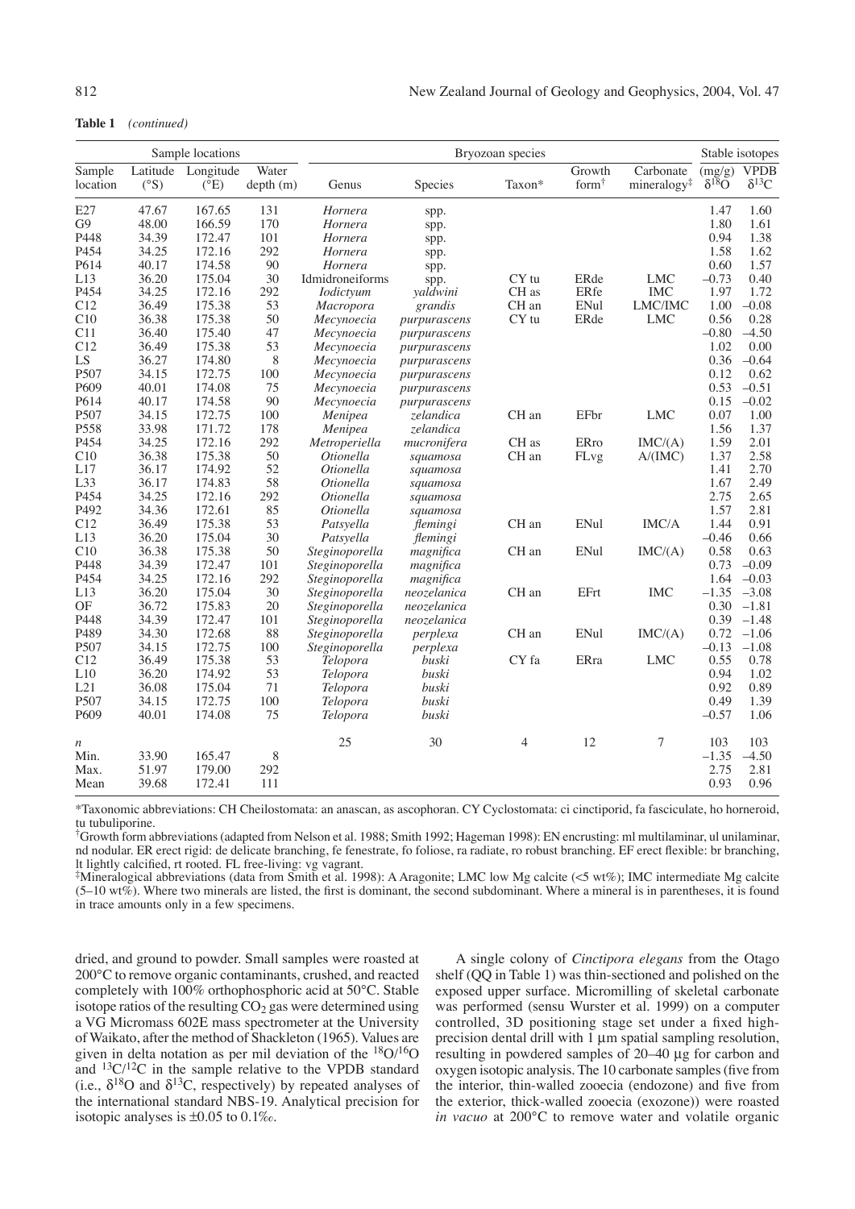**Table 1** *(continued)*

| Sample locations | | | | Bryozoan species | | | | | Stable isotopes | |
|---|---|---|---|---|---|---|---|---|---|---|
| Sample location | Latitude (°S) | Longitude (°E) | Water depth (m) | Genus | Species | Taxon* | Growth form† | Carbonate mineralogy‡ | (mg/g) $\delta^{18}O$ | VPDB $\delta^{13}C$ |
| E27 | 47.67 | 167.65 | 131 | *Hornera* | spp. | | | | 1.47 | 1.60 |
| G9 | 48.00 | 166.59 | 170 | *Hornera* | spp. | | | | 1.80 | 1.61 |
| P448 | 34.39 | 172.47 | 101 | *Hornera* | spp. | | | | 0.94 | 1.38 |
| P454 | 34.25 | 172.16 | 292 | *Hornera* | spp. | | | | 1.58 | 1.62 |
| P614 | 40.17 | 174.58 | 90 | *Hornera* | spp. | | | | 0.60 | 1.57 |
| L13 | 36.20 | 175.04 | 30 | Idmidroneiforms | spp. | CY tu | ERde | LMC | –0.73 | 0.40 |
| P454 | 34.25 | 172.16 | 292 | *Iodictyum* | *yaldwini* | CH as | ERfe | IMC | 1.97 | 1.72 |
| C12 | 36.49 | 175.38 | 53 | *Macropora* | *grandis* | CH an | ENul | LMC/IMC | 1.00 | –0.08 |
| C10 | 36.38 | 175.38 | 50 | *Mecynoecia* | *purpurascens* | CY tu | ERde | LMC | 0.56 | 0.28 |
| C11 | 36.40 | 175.40 | 47 | *Mecynoecia* | *purpurascens* | | | | –0.80 | –4.50 |
| C12 | 36.49 | 175.38 | 53 | *Mecynoecia* | *purpurascens* | | | | 1.02 | 0.00 |
| LS | 36.27 | 174.80 | 8 | *Mecynoecia* | *purpurascens* | | | | 0.36 | –0.64 |
| P507 | 34.15 | 172.75 | 100 | *Mecynoecia* | *purpurascens* | | | | 0.12 | 0.62 |
| P609 | 40.01 | 174.08 | 75 | *Mecynoecia* | *purpurascens* | | | | 0.53 | –0.51 |
| P614 | 40.17 | 174.58 | 90 | *Mecynoecia* | *purpurascens* | | | | 0.15 | –0.02 |
| P507 | 34.15 | 172.75 | 100 | *Menipea* | *zelandica* | CH an | EFbr | LMC | 0.07 | 1.00 |
| P558 | 33.98 | 171.72 | 178 | *Menipea* | *zelandica* | | | | 1.56 | 1.37 |
| P454 | 34.25 | 172.16 | 292 | *Metroperiella* | *mucronifera* | CH as | ERro | IMC/(A) | 1.59 | 2.01 |
| C10 | 36.38 | 175.38 | 50 | *Otionella* | *squamosa* | CH an | FLvg | A/(IMC) | 1.37 | 2.58 |
| L17 | 36.17 | 174.92 | 52 | *Otionella* | *squamosa* | | | | 1.41 | 2.70 |
| L33 | 36.17 | 174.83 | 58 | *Otionella* | *squamosa* | | | | 1.67 | 2.49 |
| P454 | 34.25 | 172.16 | 292 | *Otionella* | *squamosa* | | | | 2.75 | 2.65 |
| P492 | 34.36 | 172.61 | 85 | *Otionella* | *squamosa* | | | | 1.57 | 2.81 |
| C12 | 36.49 | 175.38 | 53 | *Patsyella* | *flemingi* | CH an | ENul | IMC/A | 1.44 | 0.91 |
| L13 | 36.20 | 175.04 | 30 | *Patsyella* | *flemingi* | | | | –0.46 | 0.66 |
| C10 | 36.38 | 175.38 | 50 | *Steginoporella* | *magnifica* | CH an | ENul | IMC/(A) | 0.58 | 0.63 |
| P448 | 34.39 | 172.47 | 101 | *Steginoporella* | *magnifica* | | | | 0.73 | –0.09 |
| P454 | 34.25 | 172.16 | 292 | *Steginoporella* | *magnifica* | | | | 1.64 | –0.03 |
| L13 | 36.20 | 175.04 | 30 | *Steginoporella* | *neozelanica* | CH an | EFrt | IMC | –1.35 | –3.08 |
| OF | 36.72 | 175.83 | 20 | *Steginoporella* | *neozelanica* | | | | 0.30 | –1.81 |
| P448 | 34.39 | 172.47 | 101 | *Steginoporella* | *neozelanica* | | | | 0.39 | –1.48 |
| P489 | 34.30 | 172.68 | 88 | *Steginoporella* | *perplexa* | CH an | ENul | IMC/(A) | 0.72 | –1.06 |
| P507 | 34.15 | 172.75 | 100 | *Steginoporella* | *perplexa* | | | | –0.13 | –1.08 |
| C12 | 36.49 | 175.38 | 53 | *Telopora* | *buski* | CY fa | ERra | LMC | 0.55 | 0.78 |
| L10 | 36.20 | 174.92 | 53 | *Telopora* | *buski* | | | | 0.94 | 1.02 |
| L21 | 36.08 | 175.04 | 71 | *Telopora* | *buski* | | | | 0.92 | 0.89 |
| P507 | 34.15 | 172.75 | 100 | *Telopora* | *buski* | | | | 0.49 | 1.39 |
| P609 | 40.01 | 174.08 | 75 | *Telopora* | *buski* | | | | –0.57 | 1.06 |
| *n* | | | | 25 | 30 | 4 | 12 | 7 | 103 | 103 |
| Min. | 33.90 | 165.47 | 8 | | | | | | –1.35 | –4.50 |
| Max. | 51.97 | 179.00 | 292 | | | | | | 2.75 | 2.81 |
| Mean | 39.68 | 172.41 | 111 | | | | | | 0.93 | 0.96 |

*Taxonomic abbreviations: CH Cheilostomata: an anascan, as ascophoran. CY Cyclostomata: ci cinctiporid, fa fasciculate, ho horneroid, tu tubuliporine.

†Growth form abbreviations (adapted from Nelson et al. 1988; Smith 1992; Hageman 1998): EN encrusting: ml multilaminar, ul unilaminar, nd nodular. ER erect rigid: de delicate branching, fe fenestrate, fo foliose, ra radiate, ro robust branching. EF erect flexible: br branching, lt lightly calcified, rt rooted. FL free-living: vg vagrant.

‡Mineralogical abbreviations (data from Smith et al. 1998): A Aragonite; LMC low Mg calcite (<5 wt%); IMC intermediate Mg calcite (5–10 wt%). Where two minerals are listed, the first is dominant, the second subdominant. Where a mineral is in parentheses, it is found in trace amounts only in a few specimens.

dried, and ground to powder. Small samples were roasted at 200°C to remove organic contaminants, crushed, and reacted completely with 100% orthophosphoric acid at 50°C. Stable isotope ratios of the resulting $CO_2$ gas were determined using a VG Micromass 602E mass spectrometer at the University of Waikato, after the method of Shackleton (1965). Values are given in delta notation as per mil deviation of the $^{18}O/^{16}O$ and $^{13}C/^{12}C$ in the sample relative to the VPDB standard (i.e., $\delta^{18}O$ and $\delta^{13}C$, respectively) by repeated analyses of the international standard NBS-19. Analytical precision for isotopic analyses is ±0.05 to 0.1‰.

A single colony of *Cinctipora elegans* from the Otago shelf (QQ in Table 1) was thin-sectioned and polished on the exposed upper surface. Micromilling of skeletal carbonate was performed (sensu Wurster et al. 1999) on a computer controlled, 3D positioning stage set under a fixed high-precision dental drill with 1 µm spatial sampling resolution, resulting in powdered samples of 20–40 µg for carbon and oxygen isotopic analysis. The 10 carbonate samples (five from the interior, thin-walled zooecia (endozone) and five from the exterior, thick-walled zooecia (exozone)) were roasted *in vacuo* at 200°C to remove water and volatile organic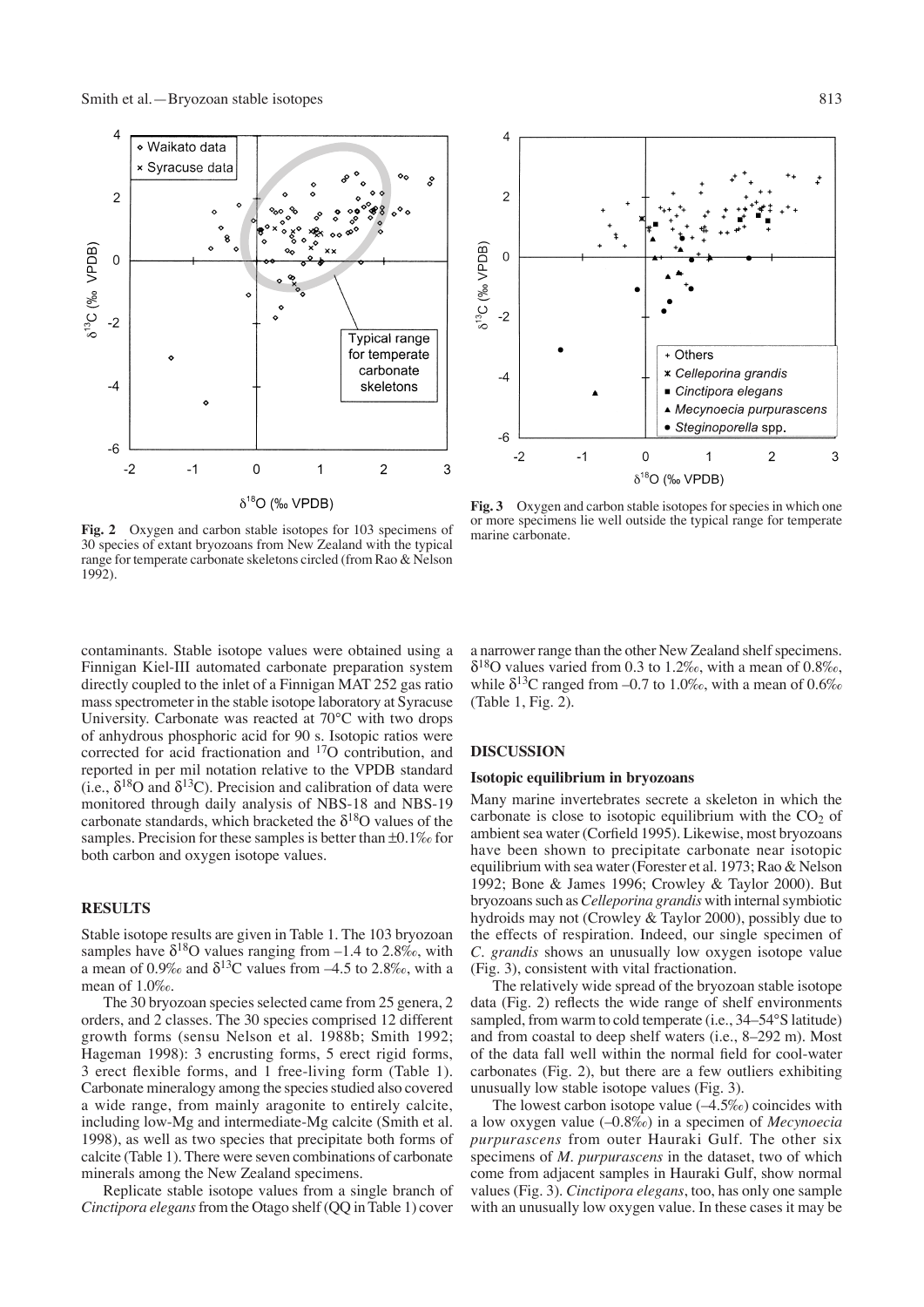**Fig. 2** Oxygen and carbon stable isotopes for 103 specimens of 30 species of extant bryozoans from New Zealand with the typical range for temperate carbonate skeletons circled (from Rao & Nelson 1992).

**Fig. 3** Oxygen and carbon stable isotopes for species in which one or more specimens lie well outside the typical range for temperate marine carbonate.

contaminants. Stable isotope values were obtained using a Finnigan Kiel-III automated carbonate preparation system directly coupled to the inlet of a Finnigan MAT 252 gas ratio mass spectrometer in the stable isotope laboratory at Syracuse University. Carbonate was reacted at 70°C with two drops of anhydrous phosphoric acid for 90 s. Isotopic ratios were corrected for acid fractionation and $^{17}O$ contribution, and reported in per mil notation relative to the VPDB standard (i.e., $\delta^{18}O$ and $\delta^{13}C$). Precision and calibration of data were monitored through daily analysis of NBS-18 and NBS-19 carbonate standards, which bracketed the $\delta^{18}O$ values of the samples. Precision for these samples is better than ±0.1‰ for both carbon and oxygen isotope values.

## RESULTS

Stable isotope results are given in Table 1. The 103 bryozoan samples have $\delta^{18}O$ values ranging from –1.4 to 2.8‰, with a mean of 0.9‰ and $\delta^{13}C$ values from –4.5 to 2.8‰, with a mean of 1.0‰.

The 30 bryozoan species selected came from 25 genera, 2 orders, and 2 classes. The 30 species comprised 12 different growth forms (sensu Nelson et al. 1988b; Smith 1992; Hageman 1998): 3 encrusting forms, 5 erect rigid forms, 3 erect flexible forms, and 1 free-living form (Table 1). Carbonate mineralogy among the species studied also covered a wide range, from mainly aragonite to entirely calcite, including low-Mg and intermediate-Mg calcite (Smith et al. 1998), as well as two species that precipitate both forms of calcite (Table 1). There were seven combinations of carbonate minerals among the New Zealand specimens.

Replicate stable isotope values from a single branch of *Cinctipora elegans* from the Otago shelf (QQ in Table 1) cover a narrower range than the other New Zealand shelf specimens. $\delta^{18}O$ values varied from 0.3 to 1.2‰, with a mean of 0.8‰, while $\delta^{13}C$ ranged from –0.7 to 1.0‰, with a mean of 0.6‰ (Table 1, Fig. 2).

## DISCUSSION

### Isotopic equilibrium in bryozoans

Many marine invertebrates secrete a skeleton in which the carbonate is close to isotopic equilibrium with the $CO_2$ of ambient sea water (Corfield 1995). Likewise, most bryozoans have been shown to precipitate carbonate near isotopic equilibrium with sea water (Forester et al. 1973; Rao & Nelson 1992; Bone & James 1996; Crowley & Taylor 2000). But bryozoans such as *Celleporina grandis* with internal symbiotic hydroids may not (Crowley & Taylor 2000), possibly due to the effects of respiration. Indeed, our single specimen of *C. grandis* shows an unusually low oxygen isotope value (Fig. 3), consistent with vital fractionation.

The relatively wide spread of the bryozoan stable isotope data (Fig. 2) reflects the wide range of shelf environments sampled, from warm to cold temperate (i.e., 34–54°S latitude) and from coastal to deep shelf waters (i.e., 8–292 m). Most of the data fall well within the normal field for cool-water carbonates (Fig. 2), but there are a few outliers exhibiting unusually low stable isotope values (Fig. 3).

The lowest carbon isotope value (–4.5‰) coincides with a low oxygen value (–0.8‰) in a specimen of *Mecynoecia purpurascens* from outer Hauraki Gulf. The other six specimens of *M. purpurascens* in the dataset, two of which come from adjacent samples in Hauraki Gulf, show normal values (Fig. 3). *Cinctipora elegans*, too, has only one sample with an unusually low oxygen value. In these cases it may be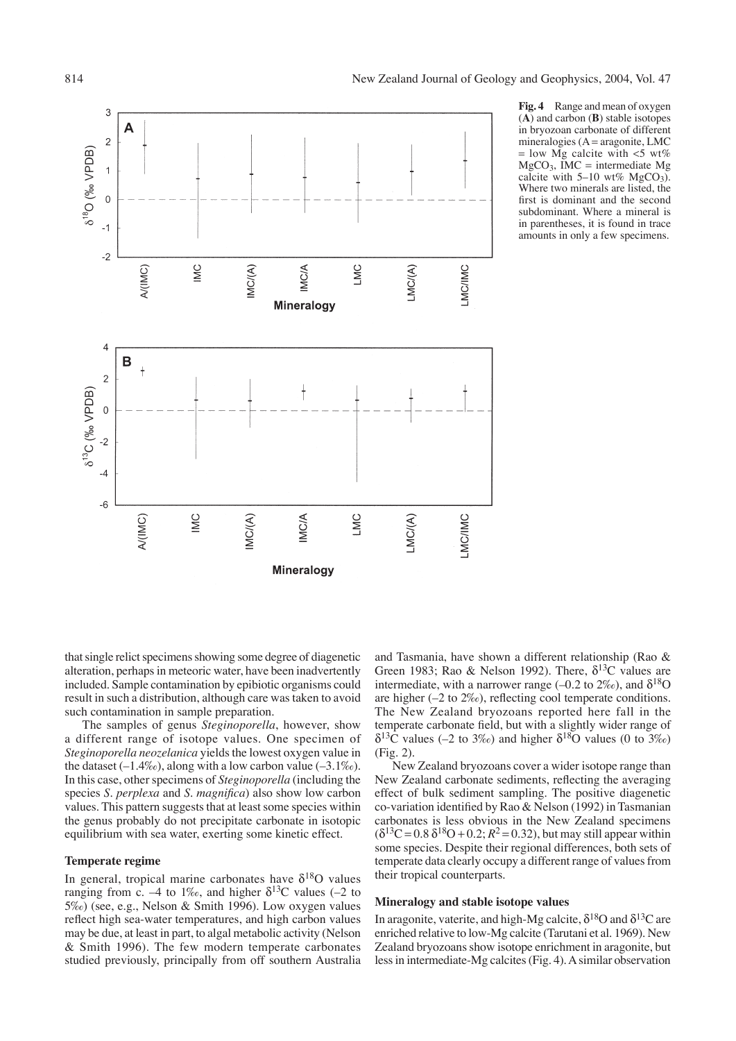**Fig. 4** Range and mean of oxygen (**A**) and carbon (**B**) stable isotopes in bryozoan carbonate of different mineralogies (A = aragonite, LMC = low Mg calcite with <5 wt% $MgCO_3$, IMC = intermediate Mg calcite with 5–10 wt% $MgCO_3$). Where two minerals are listed, the first is dominant and the second subdominant. Where a mineral is in parentheses, it is found in trace amounts in only a few specimens.

that single relict specimens showing some degree of diagenetic alteration, perhaps in meteoric water, have been inadvertently included. Sample contamination by epibiotic organisms could result in such a distribution, although care was taken to avoid such contamination in sample preparation.

The samples of genus *Steginoporella*, however, show a different range of isotope values. One specimen of *Steginoporella neozelanica* yields the lowest oxygen value in the dataset (–1.4‰), along with a low carbon value (–3.1‰). In this case, other specimens of *Steginoporella* (including the species *S. perplexa* and *S. magnifica*) also show low carbon values. This pattern suggests that at least some species within the genus probably do not precipitate carbonate in isotopic equilibrium with sea water, exerting some kinetic effect.

### Temperate regime

In general, tropical marine carbonates have $\delta^{18}O$ values ranging from c. –4 to 1‰, and higher $\delta^{13}C$ values (–2 to 5‰) (see, e.g., Nelson & Smith 1996). Low oxygen values reflect high sea-water temperatures, and high carbon values may be due, at least in part, to algal metabolic activity (Nelson & Smith 1996). The few modern temperate carbonates studied previously, principally from off southern Australia and Tasmania, have shown a different relationship (Rao & Green 1983; Rao & Nelson 1992). There, $\delta^{13}C$ values are intermediate, with a narrower range (–0.2 to 2‰), and $\delta^{18}O$ are higher (–2 to 2‰), reflecting cool temperate conditions. The New Zealand bryozoans reported here fall in the temperate carbonate field, but with a slightly wider range of $\delta^{13}C$ values (–2 to 3‰) and higher $\delta^{18}O$ values (0 to 3‰) (Fig. 2).

New Zealand bryozoans cover a wider isotope range than New Zealand carbonate sediments, reflecting the averaging effect of bulk sediment sampling. The positive diagenetic co-variation identified by Rao & Nelson (1992) in Tasmanian carbonates is less obvious in the New Zealand specimens ($\delta^{13}C = 0.8\ \delta^{18}O + 0.2$; $R^2 = 0.32$), but may still appear within some species. Despite their regional differences, both sets of temperate data clearly occupy a different range of values from their tropical counterparts.

### Mineralogy and stable isotope values

In aragonite, vaterite, and high-Mg calcite, $\delta^{18}O$ and $\delta^{13}C$ are enriched relative to low-Mg calcite (Tarutani et al. 1969). New Zealand bryozoans show isotope enrichment in aragonite, but less in intermediate-Mg calcites (Fig. 4). A similar observation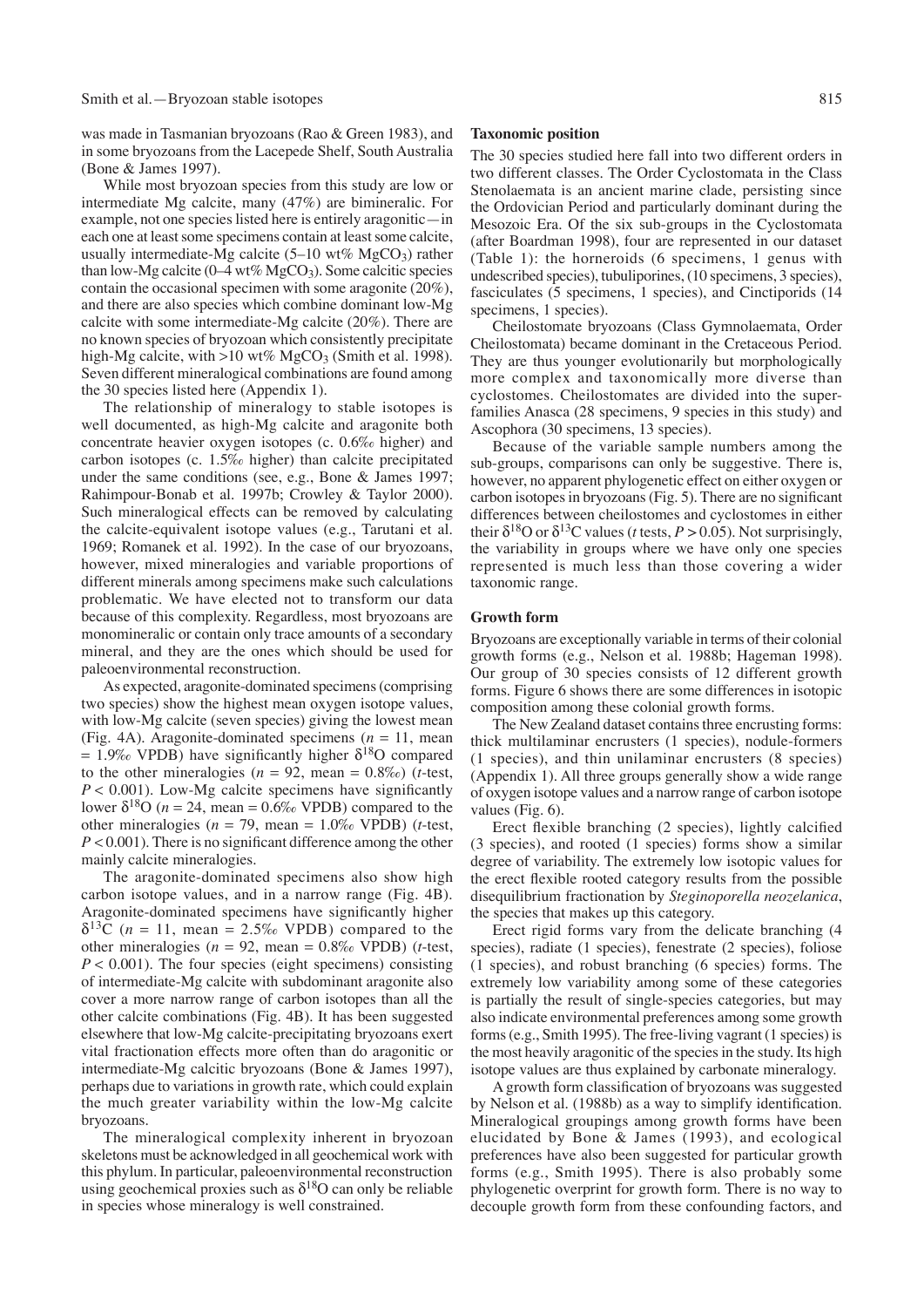was made in Tasmanian bryozoans (Rao & Green 1983), and in some bryozoans from the Lacepede Shelf, South Australia (Bone & James 1997).

While most bryozoan species from this study are low or intermediate Mg calcite, many (47%) are bimineralic. For example, not one species listed here is entirely aragonitic—in each one at least some specimens contain at least some calcite, usually intermediate-Mg calcite (5–10 wt% $MgCO_3$) rather than low-Mg calcite (0–4 wt% $MgCO_3$). Some calcitic species contain the occasional specimen with some aragonite (20%), and there are also species which combine dominant low-Mg calcite with some intermediate-Mg calcite (20%). There are no known species of bryozoan which consistently precipitate high-Mg calcite, with >10 wt% $MgCO_3$ (Smith et al. 1998). Seven different mineralogical combinations are found among the 30 species listed here (Appendix 1).

The relationship of mineralogy to stable isotopes is well documented, as high-Mg calcite and aragonite both concentrate heavier oxygen isotopes (c. 0.6‰ higher) and carbon isotopes (c. 1.5‰ higher) than calcite precipitated under the same conditions (see, e.g., Bone & James 1997; Rahimpour-Bonab et al. 1997b; Crowley & Taylor 2000). Such mineralogical effects can be removed by calculating the calcite-equivalent isotope values (e.g., Tarutani et al. 1969; Romanek et al. 1992). In the case of our bryozoans, however, mixed mineralogies and variable proportions of different minerals among specimens make such calculations problematic. We have elected not to transform our data because of this complexity. Regardless, most bryozoans are monomineralic or contain only trace amounts of a secondary mineral, and they are the ones which should be used for paleoenvironmental reconstruction.

As expected, aragonite-dominated specimens (comprising two species) show the highest mean oxygen isotope values, with low-Mg calcite (seven species) giving the lowest mean (Fig. 4A). Aragonite-dominated specimens ($n = 11$, mean = 1.9‰ VPDB) have significantly higher $\delta^{18}O$ compared to the other mineralogies ($n = 92$, mean = 0.8‰) ($t$-test, $P < 0.001$). Low-Mg calcite specimens have significantly lower $\delta^{18}O$ ($n = 24$, mean = 0.6‰ VPDB) compared to the other mineralogies ($n = 79$, mean = 1.0‰ VPDB) ($t$-test, $P < 0.001$). There is no significant difference among the other mainly calcite mineralogies.

The aragonite-dominated specimens also show high carbon isotope values, and in a narrow range (Fig. 4B). Aragonite-dominated specimens have significantly higher $\delta^{13}C$ ($n = 11$, mean = 2.5‰ VPDB) compared to the other mineralogies ($n = 92$, mean = 0.8‰ VPDB) ($t$-test, $P < 0.001$). The four species (eight specimens) consisting of intermediate-Mg calcite with subdominant aragonite also cover a more narrow range of carbon isotopes than all the other calcite combinations (Fig. 4B). It has been suggested elsewhere that low-Mg calcite-precipitating bryozoans exert vital fractionation effects more often than do aragonitic or intermediate-Mg calcitic bryozoans (Bone & James 1997), perhaps due to variations in growth rate, which could explain the much greater variability within the low-Mg calcite bryozoans.

The mineralogical complexity inherent in bryozoan skeletons must be acknowledged in all geochemical work with this phylum. In particular, paleoenvironmental reconstruction using geochemical proxies such as $\delta^{18}O$ can only be reliable in species whose mineralogy is well constrained.

### Taxonomic position

The 30 species studied here fall into two different orders in two different classes. The Order Cyclostomata in the Class Stenolaemata is an ancient marine clade, persisting since the Ordovician Period and particularly dominant during the Mesozoic Era. Of the six sub-groups in the Cyclostomata (after Boardman 1998), four are represented in our dataset (Table 1): the horneroids (6 specimens, 1 genus with undescribed species), tubuliporines, (10 specimens, 3 species), fasciculates (5 specimens, 1 species), and Cinctiporids (14 specimens, 1 species).

Cheilostomate bryozoans (Class Gymnolaemata, Order Cheilostomata) became dominant in the Cretaceous Period. They are thus younger evolutionarily but morphologically more complex and taxonomically more diverse than cyclostomes. Cheilostomates are divided into the superfamilies Anasca (28 specimens, 9 species in this study) and Ascophora (30 specimens, 13 species).

Because of the variable sample numbers among the sub-groups, comparisons can only be suggestive. There is, however, no apparent phylogenetic effect on either oxygen or carbon isotopes in bryozoans (Fig. 5). There are no significant differences between cheilostomes and cyclostomes in either their $\delta^{18}O$ or $\delta^{13}C$ values ($t$ tests, $P > 0.05$). Not surprisingly, the variability in groups where we have only one species represented is much less than those covering a wider taxonomic range.

### Growth form

Bryozoans are exceptionally variable in terms of their colonial growth forms (e.g., Nelson et al. 1988b; Hageman 1998). Our group of 30 species consists of 12 different growth forms. Figure 6 shows there are some differences in isotopic composition among these colonial growth forms.

The New Zealand dataset contains three encrusting forms: thick multilaminar encrusters (1 species), nodule-formers (1 species), and thin unilaminar encrusters (8 species) (Appendix 1). All three groups generally show a wide range of oxygen isotope values and a narrow range of carbon isotope values (Fig. 6).

Erect flexible branching (2 species), lightly calcified (3 species), and rooted (1 species) forms show a similar degree of variability. The extremely low isotopic values for the erect flexible rooted category results from the possible disequilibrium fractionation by *Steginoporella neozelanica*, the species that makes up this category.

Erect rigid forms vary from the delicate branching (4 species), radiate (1 species), fenestrate (2 species), foliose (1 species), and robust branching (6 species) forms. The extremely low variability among some of these categories is partially the result of single-species categories, but may also indicate environmental preferences among some growth forms (e.g., Smith 1995). The free-living vagrant (1 species) is the most heavily aragonitic of the species in the study. Its high isotope values are thus explained by carbonate mineralogy.

A growth form classification of bryozoans was suggested by Nelson et al. (1988b) as a way to simplify identification. Mineralogical groupings among growth forms have been elucidated by Bone & James (1993), and ecological preferences have also been suggested for particular growth forms (e.g., Smith 1995). There is also probably some phylogenetic overprint for growth form. There is no way to decouple growth form from these confounding factors, and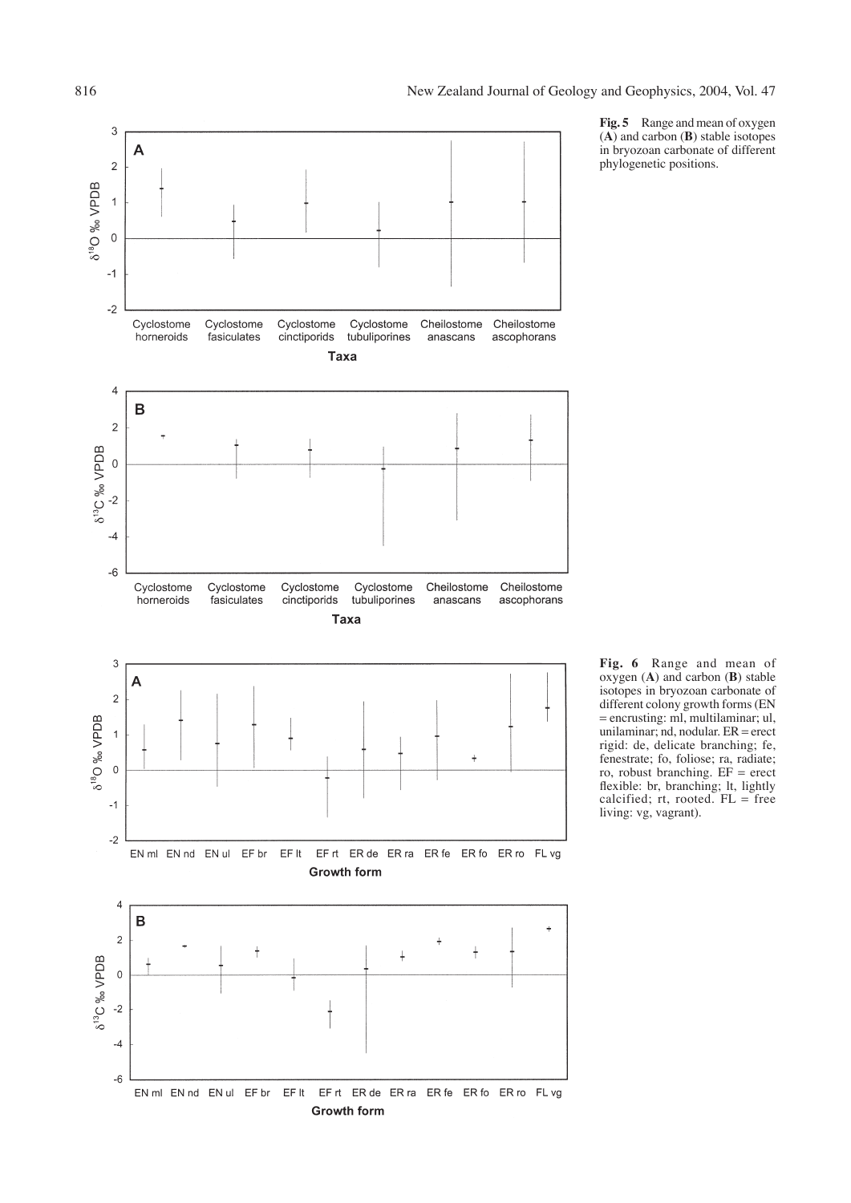**Fig. 5** Range and mean of oxygen (**A**) and carbon (**B**) stable isotopes in bryozoan carbonate of different phylogenetic positions.

**Fig. 6** Range and mean of oxygen (**A**) and carbon (**B**) stable isotopes in bryozoan carbonate of different colony growth forms (EN = encrusting: ml, multilaminar; ul, unilaminar; nd, nodular. ER = erect rigid: de, delicate branching; fe, fenestrate; fo, foliose; ra, radiate; ro, robust branching. EF = erect flexible: br, branching; lt, lightly calcified; rt, rooted. FL = free living: vg, vagrant).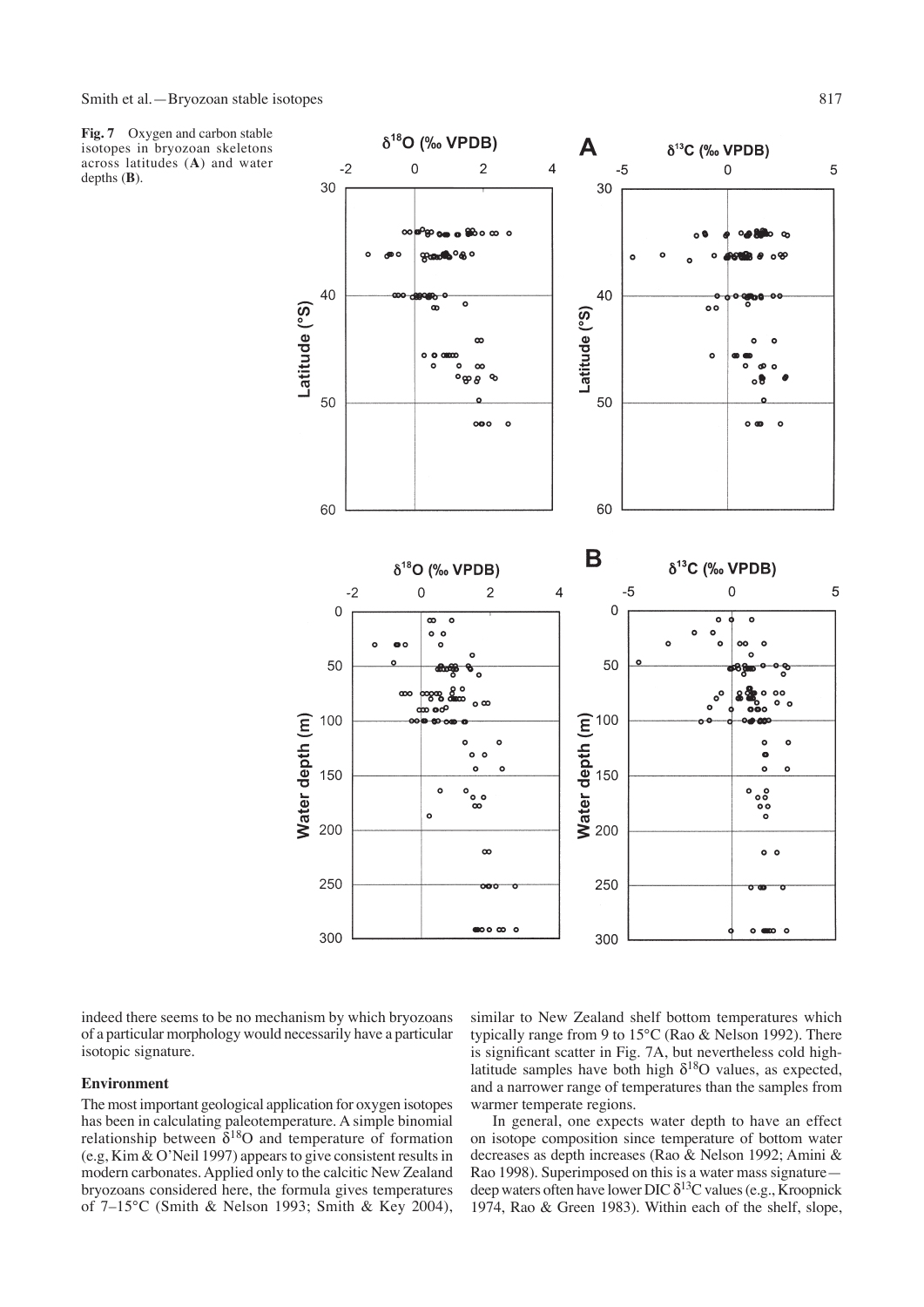**Fig. 7** Oxygen and carbon stable isotopes in bryozoan skeletons across latitudes (**A**) and water depths (**B**).

indeed there seems to be no mechanism by which bryozoans of a particular morphology would necessarily have a particular isotopic signature.

### Environment

The most important geological application for oxygen isotopes has been in calculating paleotemperature. A simple binomial relationship between $\delta^{18}O$ and temperature of formation (e.g, Kim & O'Neil 1997) appears to give consistent results in modern carbonates. Applied only to the calcitic New Zealand bryozoans considered here, the formula gives temperatures of 7–15°C (Smith & Nelson 1993; Smith & Key 2004), similar to New Zealand shelf bottom temperatures which typically range from 9 to 15°C (Rao & Nelson 1992). There is significant scatter in Fig. 7A, but nevertheless cold high-latitude samples have both high $\delta^{18}O$ values, as expected, and a narrower range of temperatures than the samples from warmer temperate regions.

In general, one expects water depth to have an effect on isotope composition since temperature of bottom water decreases as depth increases (Rao & Nelson 1992; Amini & Rao 1998). Superimposed on this is a water mass signature—deep waters often have lower DIC $\delta^{13}C$ values (e.g., Kroopnick 1974, Rao & Green 1983). Within each of the shelf, slope,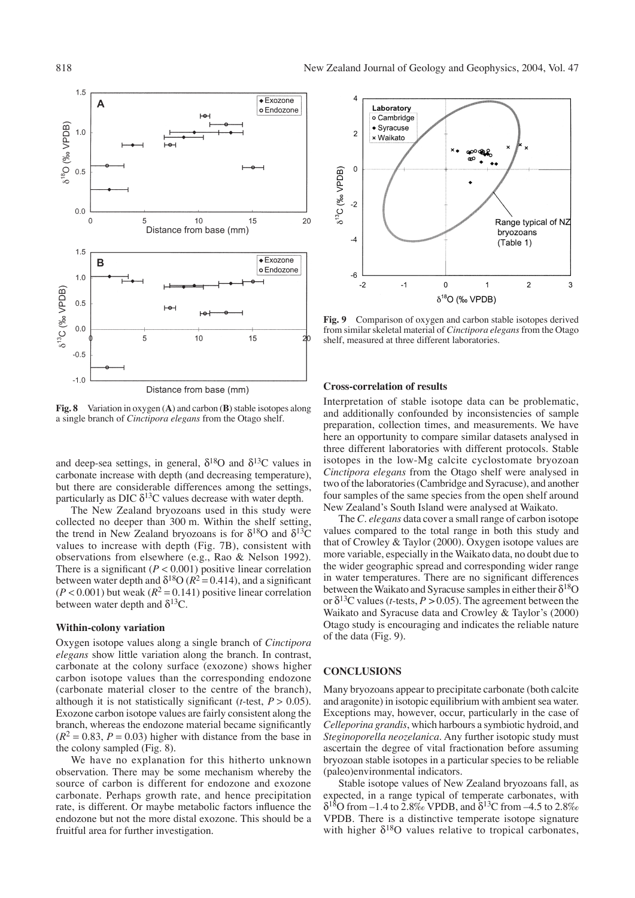**Fig. 8** Variation in oxygen (**A**) and carbon (**B**) stable isotopes along a single branch of *Cinctipora elegans* from the Otago shelf.

and deep-sea settings, in general, $\delta^{18}O$ and $\delta^{13}C$ values in carbonate increase with depth (and decreasing temperature), but there are considerable differences among the settings, particularly as DIC $\delta^{13}C$ values decrease with water depth.

The New Zealand bryozoans used in this study were collected no deeper than 300 m. Within the shelf setting, the trend in New Zealand bryozoans is for $\delta^{18}O$ and $\delta^{13}C$ values to increase with depth (Fig. 7B), consistent with observations from elsewhere (e.g., Rao & Nelson 1992). There is a significant ($P < 0.001$) positive linear correlation between water depth and $\delta^{18}O$ ($R^2 = 0.414$), and a significant ($P < 0.001$) but weak ($R^2 = 0.141$) positive linear correlation between water depth and $\delta^{13}C$.

### Within-colony variation

Oxygen isotope values along a single branch of *Cinctipora elegans* show little variation along the branch. In contrast, carbonate at the colony surface (exozone) shows higher carbon isotope values than the corresponding endozone (carbonate material closer to the centre of the branch), although it is not statistically significant ($t$-test, $P > 0.05$). Exozone carbon isotope values are fairly consistent along the branch, whereas the endozone material became significantly ($R^2 = 0.83$, $P = 0.03$) higher with distance from the base in the colony sampled (Fig. 8).

We have no explanation for this hitherto unknown observation. There may be some mechanism whereby the source of carbon is different for endozone and exozone carbonate. Perhaps growth rate, and hence precipitation rate, is different. Or maybe metabolic factors influence the endozone but not the more distal exozone. This should be a fruitful area for further investigation.

**Fig. 9** Comparison of oxygen and carbon stable isotopes derived from similar skeletal material of *Cinctipora elegans* from the Otago shelf, measured at three different laboratories.

### Cross-correlation of results

Interpretation of stable isotope data can be problematic, and additionally confounded by inconsistencies of sample preparation, collection times, and measurements. We have here an opportunity to compare similar datasets analysed in three different laboratories with different protocols. Stable isotopes in the low-Mg calcite cyclostomate bryozoan *Cinctipora elegans* from the Otago shelf were analysed in two of the laboratories (Cambridge and Syracuse), and another four samples of the same species from the open shelf around New Zealand's South Island were analysed at Waikato.

The *C. elegans* data cover a small range of carbon isotope values compared to the total range in both this study and that of Crowley & Taylor (2000). Oxygen isotope values are more variable, especially in the Waikato data, no doubt due to the wider geographic spread and corresponding wider range in water temperatures. There are no significant differences between the Waikato and Syracuse samples in either their $\delta^{18}O$ or $\delta^{13}C$ values ($t$-tests, $P > 0.05$). The agreement between the Waikato and Syracuse data and Crowley & Taylor's (2000) Otago study is encouraging and indicates the reliable nature of the data (Fig. 9).

## CONCLUSIONS

Many bryozoans appear to precipitate carbonate (both calcite and aragonite) in isotopic equilibrium with ambient sea water. Exceptions may, however, occur, particularly in the case of *Celleporina grandis*, which harbours a symbiotic hydroid, and *Steginoporella neozelanica*. Any further isotopic study must ascertain the degree of vital fractionation before assuming bryozoan stable isotopes in a particular species to be reliable (paleo)environmental indicators.

Stable isotope values of New Zealand bryozoans fall, as expected, in a range typical of temperate carbonates, with $\delta^{18}O$ from –1.4 to 2.8‰ VPDB, and $\delta^{13}C$ from –4.5 to 2.8‰ VPDB. There is a distinctive temperate isotope signature with higher $\delta^{18}O$ values relative to tropical carbonates,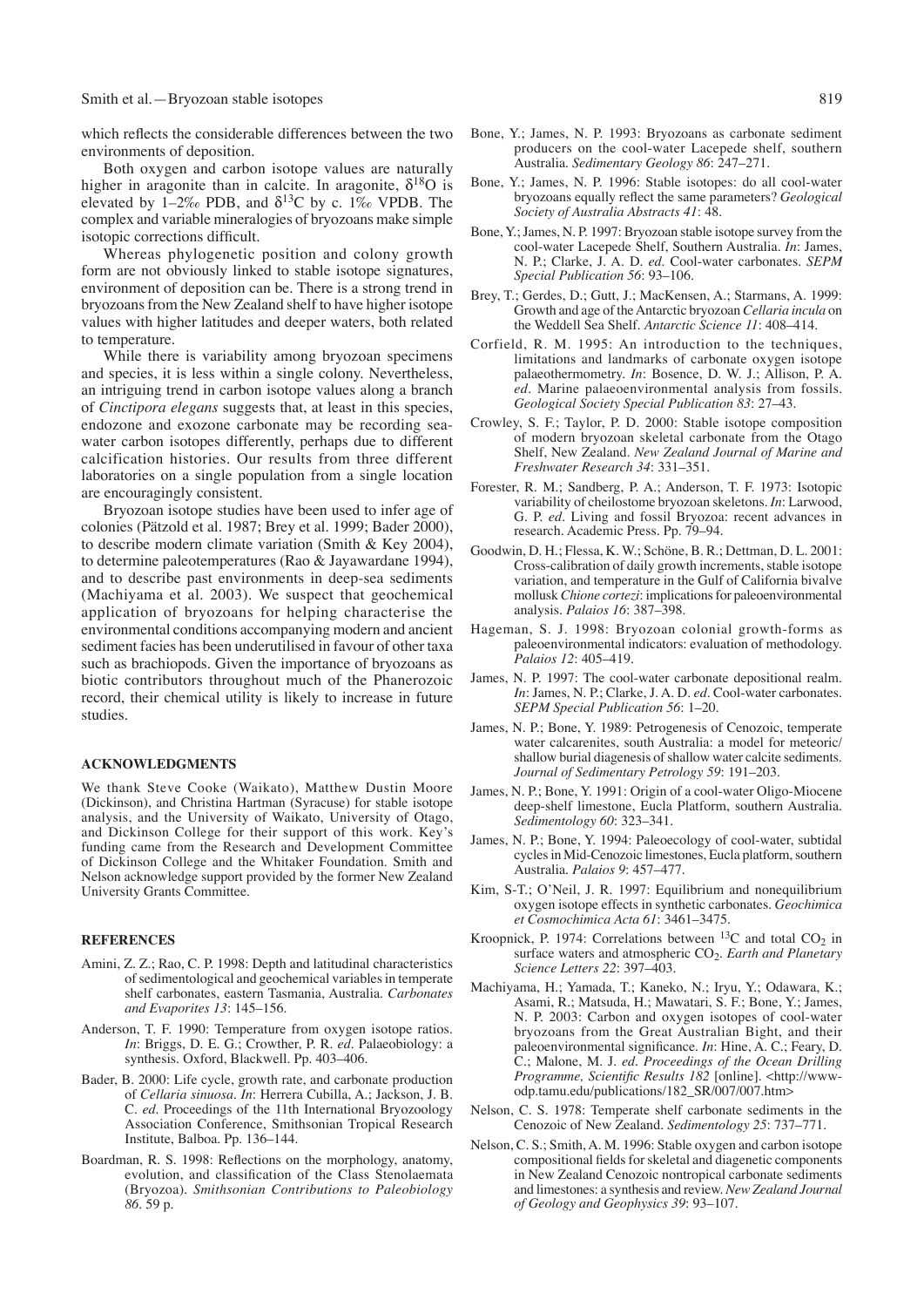which reflects the considerable differences between the two environments of deposition.

Both oxygen and carbon isotope values are naturally higher in aragonite than in calcite. In aragonite, $\delta^{18}O$ is elevated by 1–2‰ PDB, and $\delta^{13}C$ by c. 1‰ VPDB. The complex and variable mineralogies of bryozoans make simple isotopic corrections difficult.

Whereas phylogenetic position and colony growth form are not obviously linked to stable isotope signatures, environment of deposition can be. There is a strong trend in bryozoans from the New Zealand shelf to have higher isotope values with higher latitudes and deeper waters, both related to temperature.

While there is variability among bryozoan specimens and species, it is less within a single colony. Nevertheless, an intriguing trend in carbon isotope values along a branch of *Cinctipora elegans* suggests that, at least in this species, endozone and exozone carbonate may be recording seawater carbon isotopes differently, perhaps due to different calcification histories. Our results from three different laboratories on a single population from a single location are encouragingly consistent.

Bryozoan isotope studies have been used to infer age of colonies (Pätzold et al. 1987; Brey et al. 1999; Bader 2000), to describe modern climate variation (Smith & Key 2004), to determine paleotemperatures (Rao & Jayawardane 1994), and to describe past environments in deep-sea sediments (Machiyama et al. 2003). We suspect that geochemical application of bryozoans for helping characterise the environmental conditions accompanying modern and ancient sediment facies has been underutilised in favour of other taxa such as brachiopods. Given the importance of bryozoans as biotic contributors throughout much of the Phanerozoic record, their chemical utility is likely to increase in future studies.

## ACKNOWLEDGMENTS

We thank Steve Cooke (Waikato), Matthew Dustin Moore (Dickinson), and Christina Hartman (Syracuse) for stable isotope analysis, and the University of Waikato, University of Otago, and Dickinson College for their support of this work. Key's funding came from the Research and Development Committee of Dickinson College and the Whitaker Foundation. Smith and Nelson acknowledge support provided by the former New Zealand University Grants Committee.

## REFERENCES

Amini, Z. Z.; Rao, C. P. 1998: Depth and latitudinal characteristics of sedimentological and geochemical variables in temperate shelf carbonates, eastern Tasmania, Australia. *Carbonates and Evaporites 13*: 145–156.

Anderson, T. F. 1990: Temperature from oxygen isotope ratios. *In*: Briggs, D. E. G.; Crowther, P. R. *ed*. Palaeobiology: a synthesis. Oxford, Blackwell. Pp. 403–406.

Bader, B. 2000: Life cycle, growth rate, and carbonate production of *Cellaria sinuosa*. *In*: Herrera Cubilla, A.; Jackson, J. B. C. *ed*. Proceedings of the 11th International Bryozoology Association Conference, Smithsonian Tropical Research Institute, Balboa. Pp. 136–144.

Boardman, R. S. 1998: Reflections on the morphology, anatomy, evolution, and classification of the Class Stenolaemata (Bryozoa). *Smithsonian Contributions to Paleobiology 86*. 59 p.

Bone, Y.; James, N. P. 1993: Bryozoans as carbonate sediment producers on the cool-water Lacepede shelf, southern Australia. *Sedimentary Geology 86*: 247–271.

Bone, Y.; James, N. P. 1996: Stable isotopes: do all cool-water bryozoans equally reflect the same parameters? *Geological Society of Australia Abstracts 41*: 48.

Bone, Y.; James, N. P. 1997: Bryozoan stable isotope survey from the cool-water Lacepede Shelf, Southern Australia. *In*: James, N. P.; Clarke, J. A. D. *ed*. Cool-water carbonates. *SEPM Special Publication 56*: 93–106.

Brey, T.; Gerdes, D.; Gutt, J.; MacKensen, A.; Starmans, A. 1999: Growth and age of the Antarctic bryozoan *Cellaria incula* on the Weddell Sea Shelf. *Antarctic Science 11*: 408–414.

Corfield, R. M. 1995: An introduction to the techniques, limitations and landmarks of carbonate oxygen isotope palaeothermometry. *In*: Bosence, D. W. J.; Allison, P. A. *ed*. Marine palaeoenvironmental analysis from fossils. *Geological Society Special Publication 83*: 27–43.

Crowley, S. F.; Taylor, P. D. 2000: Stable isotope composition of modern bryozoan skeletal carbonate from the Otago Shelf, New Zealand. *New Zealand Journal of Marine and Freshwater Research 34*: 331–351.

Forester, R. M.; Sandberg, P. A.; Anderson, T. F. 1973: Isotopic variability of cheilostome bryozoan skeletons. *In*: Larwood, G. P. *ed*. Living and fossil Bryozoa: recent advances in research. Academic Press. Pp. 79–94.

Goodwin, D. H.; Flessa, K. W.; Schöne, B. R.; Dettman, D. L. 2001: Cross-calibration of daily growth increments, stable isotope variation, and temperature in the Gulf of California bivalve mollusk *Chione cortezi*: implications for paleoenvironmental analysis. *Palaios 16*: 387–398.

Hageman, S. J. 1998: Bryozoan colonial growth-forms as paleoenvironmental indicators: evaluation of methodology. *Palaios 12*: 405–419.

James, N. P. 1997: The cool-water carbonate depositional realm. *In*: James, N. P.; Clarke, J. A. D. *ed*. Cool-water carbonates. *SEPM Special Publication 56*: 1–20.

James, N. P.; Bone, Y. 1989: Petrogenesis of Cenozoic, temperate water calcarenites, south Australia: a model for meteoric/shallow burial diagenesis of shallow water calcite sediments. *Journal of Sedimentary Petrology 59*: 191–203.

James, N. P.; Bone, Y. 1991: Origin of a cool-water Oligo-Miocene deep-shelf limestone, Eucla Platform, southern Australia. *Sedimentology 60*: 323–341.

James, N. P.; Bone, Y. 1994: Paleoecology of cool-water, subtidal cycles in Mid-Cenozoic limestones, Eucla platform, southern Australia. *Palaios 9*: 457–477.

Kim, S-T.; O'Neil, J. R. 1997: Equilibrium and nonequilibrium oxygen isotope effects in synthetic carbonates. *Geochimica et Cosmochimica Acta 61*: 3461–3475.

Kroopnick, P. 1974: Correlations between $^{13}C$ and total $CO_2$ in surface waters and atmospheric $CO_2$. *Earth and Planetary Science Letters 22*: 397–403.

Machiyama, H.; Yamada, T.; Kaneko, N.; Iryu, Y.; Odawara, K.; Asami, R.; Matsuda, H.; Mawatari, S. F.; Bone, Y.; James, N. P. 2003: Carbon and oxygen isotopes of cool-water bryozoans from the Great Australian Bight, and their paleoenvironmental significance. *In*: Hine, A. C.; Feary, D. C.; Malone, M. J. *ed*. *Proceedings of the Ocean Drilling Programme, Scientific Results 182* [online]. <http://www-odp.tamu.edu/publications/182_SR/007/007.htm>

Nelson, C. S. 1978: Temperate shelf carbonate sediments in the Cenozoic of New Zealand. *Sedimentology 25*: 737–771.

Nelson, C. S.; Smith, A. M. 1996: Stable oxygen and carbon isotope compositional fields for skeletal and diagenetic components in New Zealand Cenozoic nontropical carbonate sediments and limestones: a synthesis and review. *New Zealand Journal of Geology and Geophysics 39*: 93–107.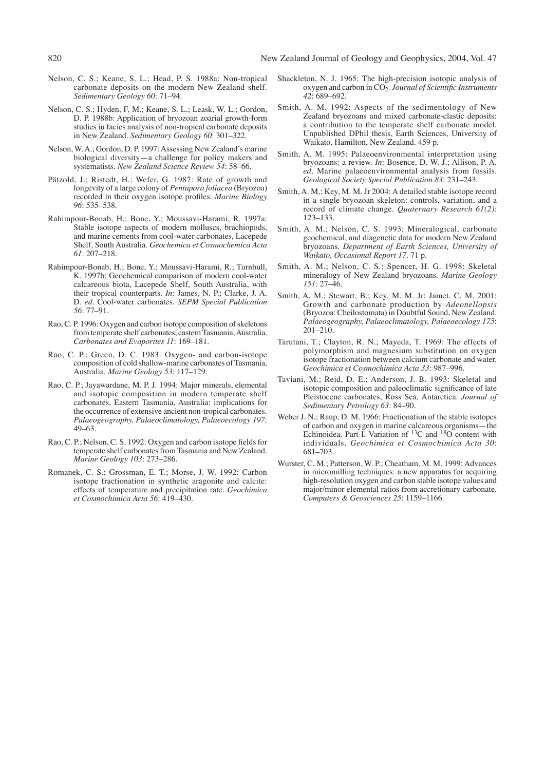Nelson, C. S.; Keane, S. L.; Head, P. S. 1988a: Non-tropical carbonate deposits on the modern New Zealand shelf. *Sedimentary Geology 60*: 71–94.

Nelson, C. S.; Hyden, F. M.; Keane, S. L.; Leask, W. L.; Gordon, D. P. 1988b: Application of bryozoan zoarial growth-form studies in facies analysis of non-tropical carbonate deposits in New Zealand. *Sedimentary Geology 60*: 301–322.

Nelson, W. A.; Gordon, D. P. 1997: Assessing New Zealand's marine biological diversity—a challenge for policy makers and systematists. *New Zealand Science Review 54*: 58–66.

Pätzold, J.; Ristedt, H.; Wefer, G. 1987: Rate of growth and longevity of a large colony of *Pentapora foliacea* (Bryozoa) recorded in their oxygen isotope profiles. *Marine Biology 96*: 535–538.

Rahimpour-Bonab, H.; Bone, Y.; Moussavi-Harami, R. 1997a: Stable isotope aspects of modern molluscs, brachiopods, and marine cements from cool-water carbonates, Lacepede Shelf, South Australia. *Geochemica et Cosmochemica Acta 61*: 207–218.

Rahimpour-Bonab, H.; Bone, Y.; Moussavi-Harami, R.; Turnbull, K. 1997b: Geochemical comparison of modern cool-water calcareous biota, Lacepede Shelf, South Australia, with their tropical counterparts. *In*: James, N. P.; Clarke, J. A. D. *ed*. Cool-water carbonates. *SEPM Special Publication 56*: 77–91.

Rao, C. P. 1996: Oxygen and carbon isotope composition of skeletons from temperate shelf carbonates, eastern Tasmania, Australia. *Carbonates and Evaporites 11*: 169–181.

Rao, C. P.; Green, D. C. 1983: Oxygen- and carbon-isotope composition of cold shallow-marine carbonates of Tasmania, Australia. *Marine Geology 53*: 117–129.

Rao, C. P.; Jayawardane, M. P. J. 1994: Major minerals, elemental and isotopic composition in modern temperate shelf carbonates, Eastern Tasmania, Australia: implications for the occurrence of extensive ancient non-tropical carbonates. *Palaeogeography, Palaeoclimatology, Palaeoecology 197*: 49–63.

Rao, C. P.; Nelson, C. S. 1992: Oxygen and carbon isotope fields for temperate shelf carbonates from Tasmania and New Zealand. *Marine Geology 103*: 273–286.

Romanek, C. S.; Grossman, E. T.; Morse, J. W. 1992: Carbon isotope fractionation in synthetic aragonite and calcite: effects of temperature and precipitation rate. *Geochimica et Cosmochimica Acta 56*: 419–430.

Shackleton, N. J. 1965: The high-precision isotopic analysis of oxygen and carbon in $CO_2$. *Journal of Scientific Instruments 42*: 689–692.

Smith, A. M. 1992: Aspects of the sedimentology of New Zealand bryozoans and mixed carbonate-clastic deposits: a contribution to the temperate shelf carbonate model. Unpublished DPhil thesis, Earth Sciences, University of Waikato, Hamilton, New Zealand. 459 p.

Smith, A. M. 1995: Palaeoenvironmental interpretation using bryozoans: a review. *In*: Bosence, D. W. J.; Allison, P. A. *ed*. Marine palaeoenvironmental analysis from fossils. *Geological Society Special Publication 83*: 231–243.

Smith, A. M.; Key, M. M. Jr 2004: A detailed stable isotope record in a single bryozoan skeleton: controls, variation, and a record of climate change. *Quaternary Research 61(2)*: 123–133.

Smith, A. M.; Nelson, C. S. 1993: Mineralogical, carbonate geochemical, and diagenetic data for modern New Zealand bryozoans. *Department of Earth Sciences, University of Waikato, Occasional Report 17*. 71 p.

Smith, A. M.; Nelson, C. S.; Spencer, H. G. 1998: Skeletal mineralogy of New Zealand bryozoans. *Marine Geology 151*: 27–46.

Smith, A. M.; Stewart, B.; Key, M. M. Jr; Jamet, C. M. 2001: Growth and carbonate production by *Adeonellopsis* (Bryozoa: Cheilostomata) in Doubtful Sound, New Zealand. *Palaeogeography, Palaeoclimatology, Palaeoecology 175*: 201–210.

Tarutani, T.; Clayton, R. N.; Mayeda, T. 1969: The effects of polymorphism and magnesium substitution on oxygen isotope fractionation between calcium carbonate and water. *Geochimica et Cosmochimica Acta 33*: 987–996.

Taviani, M.; Reid, D. E.; Anderson, J. B. 1993: Skeletal and isotopic composition and paleoclimatic significance of late Pleistocene carbonates, Ross Sea, Antarctica. *Journal of Sedimentary Petrology 63*: 84–90.

Weber J. N.; Raup, D. M. 1966: Fractionation of the stable isotopes of carbon and oxygen in marine calcareous organisms—the Echinoidea. Part I. Variation of $^{13}C$ and $^{18}O$ content with individuals. *Geochimica et Cosmochimica Acta 30*: 681–703.

Wurster, C. M.; Patterson, W. P.; Cheatham, M. M. 1999: Advances in micromilling techniques: a new apparatus for acquiring high-resolution oxygen and carbon stable isotope values and major/minor elemental ratios from accretionary carbonate. *Computers & Geosciences 25*: 1159–1166.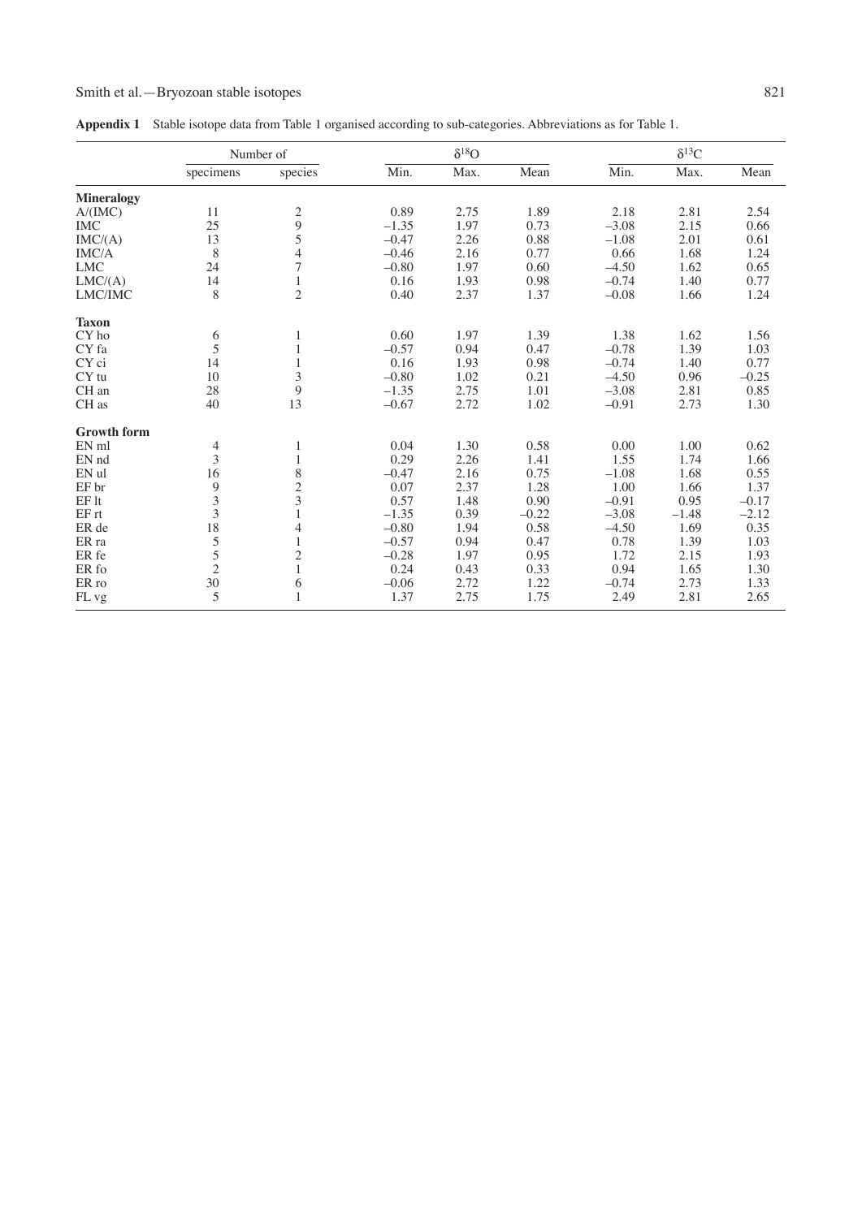**Appendix 1** Stable isotope data from Table 1 organised according to sub-categories. Abbreviations as for Table 1.

| | Number of | | $\delta^{18}O$ | | | $\delta^{13}C$ | | |
|---|---|---|---|---|---|---|---|---|
| | specimens | species | Min. | Max. | Mean | Min. | Max. | Mean |
| **Mineralogy** | | | | | | | | |
| A/(IMC) | 11 | 2 | 0.89 | 2.75 | 1.89 | 2.18 | 2.81 | 2.54 |
| IMC | 25 | 9 | –1.35 | 1.97 | 0.73 | –3.08 | 2.15 | 0.66 |
| IMC/(A) | 13 | 5 | –0.47 | 2.26 | 0.88 | –1.08 | 2.01 | 0.61 |
| IMC/A | 8 | 4 | –0.46 | 2.16 | 0.77 | 0.66 | 1.68 | 1.24 |
| LMC | 24 | 7 | –0.80 | 1.97 | 0.60 | –4.50 | 1.62 | 0.65 |
| LMC/(A) | 14 | 1 | 0.16 | 1.93 | 0.98 | –0.74 | 1.40 | 0.77 |
| LMC/IMC | 8 | 2 | 0.40 | 2.37 | 1.37 | –0.08 | 1.66 | 1.24 |
| **Taxon** | | | | | | | | |
| CY ho | 6 | 1 | 0.60 | 1.97 | 1.39 | 1.38 | 1.62 | 1.56 |
| CY fa | 5 | 1 | –0.57 | 0.94 | 0.47 | –0.78 | 1.39 | 1.03 |
| CY ci | 14 | 1 | 0.16 | 1.93 | 0.98 | –0.74 | 1.40 | 0.77 |
| CY tu | 10 | 3 | –0.80 | 1.02 | 0.21 | –4.50 | 0.96 | –0.25 |
| CH an | 28 | 9 | –1.35 | 2.75 | 1.01 | –3.08 | 2.81 | 0.85 |
| CH as | 40 | 13 | –0.67 | 2.72 | 1.02 | –0.91 | 2.73 | 1.30 |
| **Growth form** | | | | | | | | |
| EN ml | 4 | 1 | 0.04 | 1.30 | 0.58 | 0.00 | 1.00 | 0.62 |
| EN nd | 3 | 1 | 0.29 | 2.26 | 1.41 | 1.55 | 1.74 | 1.66 |
| EN ul | 16 | 8 | –0.47 | 2.16 | 0.75 | –1.08 | 1.68 | 0.55 |
| EF br | 9 | 2 | 0.07 | 2.37 | 1.28 | 1.00 | 1.66 | 1.37 |
| EF lt | 3 | 3 | 0.57 | 1.48 | 0.90 | –0.91 | 0.95 | –0.17 |
| EF rt | 3 | 1 | –1.35 | 0.39 | –0.22 | –3.08 | –1.48 | –2.12 |
| ER de | 18 | 4 | –0.80 | 1.94 | 0.58 | –4.50 | 1.69 | 0.35 |
| ER ra | 5 | 1 | –0.57 | 0.94 | 0.47 | 0.78 | 1.39 | 1.03 |
| ER fe | 5 | 2 | –0.28 | 1.97 | 0.95 | 1.72 | 2.15 | 1.93 |
| ER fo | 2 | 1 | 0.24 | 0.43 | 0.33 | 0.94 | 1.65 | 1.30 |
| ER ro | 30 | 6 | –0.06 | 2.72 | 1.22 | –0.74 | 2.73 | 1.33 |
| FL vg | 5 | 1 | 1.37 | 2.75 | 1.75 | 2.49 | 2.81 | 2.65 |